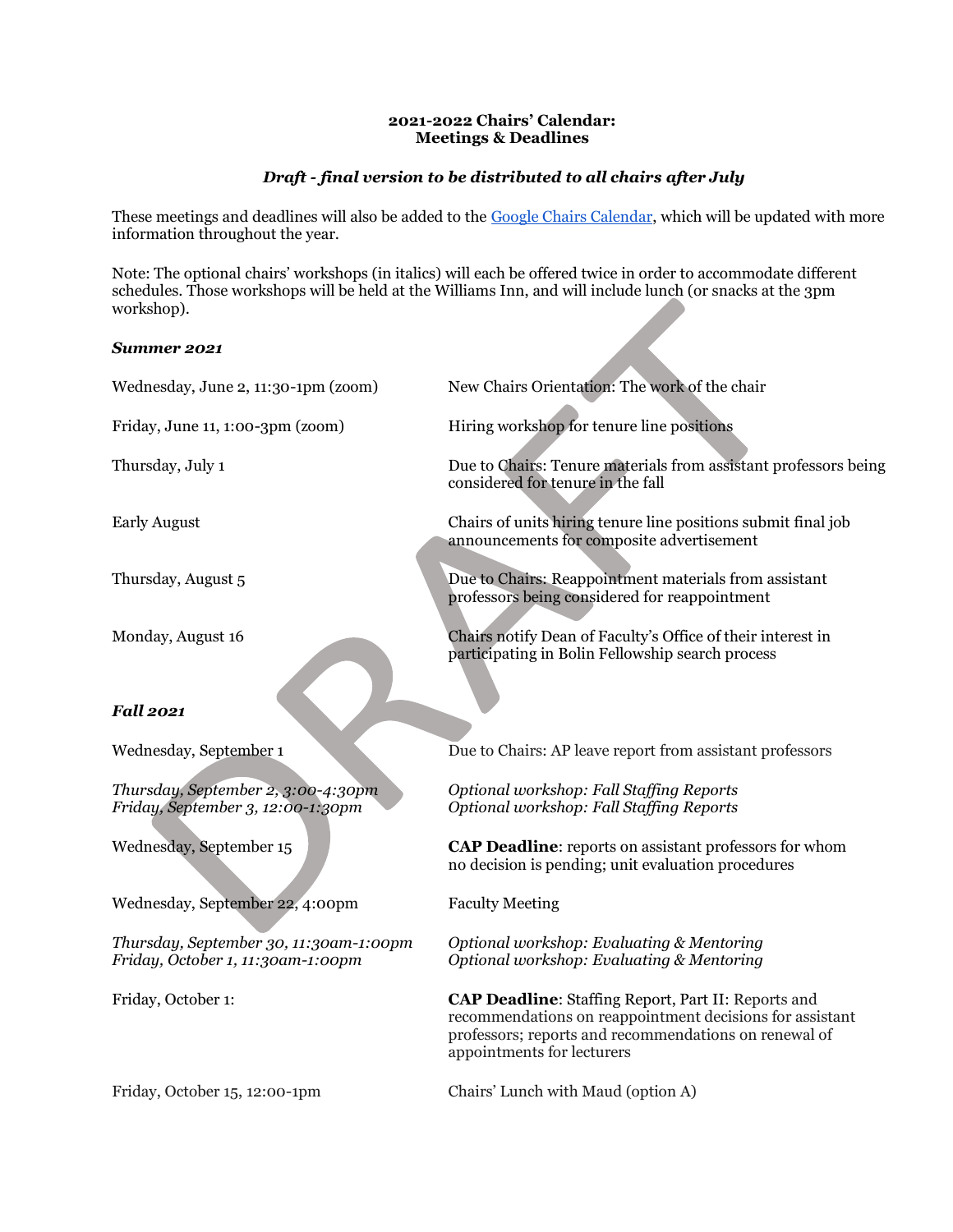**2021-2022 Chairs' Calendar:**
**Meetings & Deadlines**

***Draft - final version to be distributed to all chairs after July***

These meetings and deadlines will also be added to the Google Chairs Calendar, which will be updated with more information throughout the year.

Note: The optional chairs' workshops (in italics) will each be offered twice in order to accommodate different schedules. Those workshops will be held at the Williams Inn, and will include lunch (or snacks at the 3pm workshop).

***Summer 2021***

| | |
|---|---|
| Wednesday, June 2, 11:30-1pm (zoom) | New Chairs Orientation: The work of the chair |
| Friday, June 11, 1:00-3pm (zoom) | Hiring workshop for tenure line positions |
| Thursday, July 1 | Due to Chairs: Tenure materials from assistant professors being considered for tenure in the fall |
| Early August | Chairs of units hiring tenure line positions submit final job announcements for composite advertisement |
| Thursday, August 5 | Due to Chairs: Reappointment materials from assistant professors being considered for reappointment |
| Monday, August 16 | Chairs notify Dean of Faculty's Office of their interest in participating in Bolin Fellowship search process |

***Fall 2021***

| | |
|---|---|
| Wednesday, September 1 | Due to Chairs: AP leave report from assistant professors |
| *Thursday, September 2, 3:00-4:30pm*<br>*Friday, September 3, 12:00-1:30pm* | *Optional workshop: Fall Staffing Reports*<br>*Optional workshop: Fall Staffing Reports* |
| Wednesday, September 15 | **CAP Deadline**: reports on assistant professors for whom no decision is pending; unit evaluation procedures |
| Wednesday, September 22, 4:00pm | Faculty Meeting |
| *Thursday, September 30, 11:30am-1:00pm*<br>*Friday, October 1, 11:30am-1:00pm* | *Optional workshop: Evaluating & Mentoring*<br>*Optional workshop: Evaluating & Mentoring* |
| Friday, October 1: | **CAP Deadline**: Staffing Report, Part II: Reports and recommendations on reappointment decisions for assistant professors; reports and recommendations on renewal of appointments for lecturers |
| Friday, October 15, 12:00-1pm | Chairs' Lunch with Maud (option A) |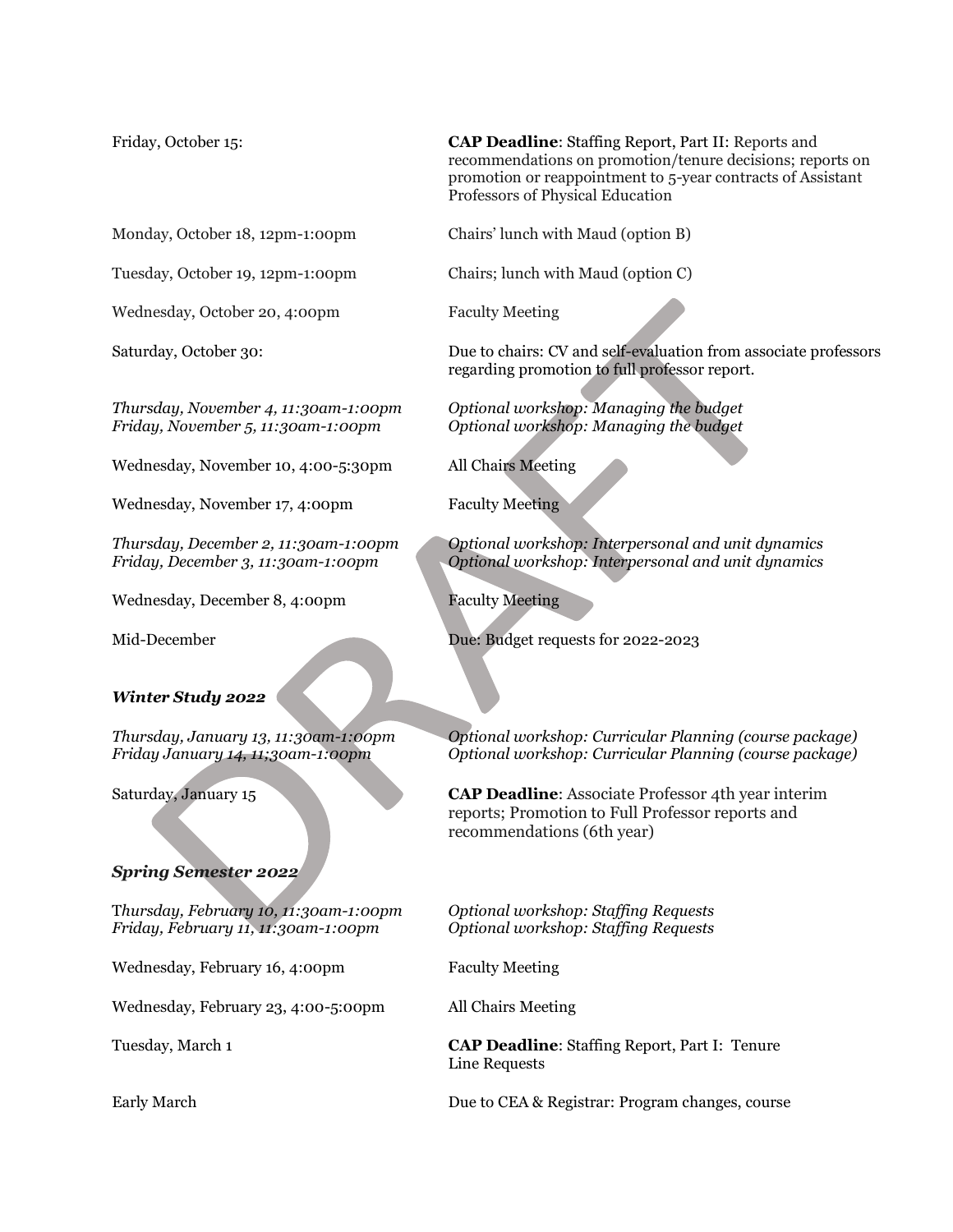| | |
|---|---|
| Friday, October 15: | **CAP Deadline**: Staffing Report, Part II: Reports and recommendations on promotion/tenure decisions; reports on promotion or reappointment to 5-year contracts of Assistant Professors of Physical Education |
| Monday, October 18, 12pm-1:00pm | Chairs' lunch with Maud (option B) |
| Tuesday, October 19, 12pm-1:00pm | Chairs; lunch with Maud (option C) |
| Wednesday, October 20, 4:00pm | Faculty Meeting |
| Saturday, October 30: | Due to chairs: CV and self-evaluation from associate professors regarding promotion to full professor report. |
| *Thursday, November 4, 11:30am-1:00pm*<br>*Friday, November 5, 11:30am-1:00pm* | *Optional workshop: Managing the budget*<br>*Optional workshop: Managing the budget* |
| Wednesday, November 10, 4:00-5:30pm | All Chairs Meeting |
| Wednesday, November 17, 4:00pm | Faculty Meeting |
| *Thursday, December 2, 11:30am-1:00pm*<br>*Friday, December 3, 11:30am-1:00pm* | *Optional workshop: Interpersonal and unit dynamics*<br>*Optional workshop: Interpersonal and unit dynamics* |
| Wednesday, December 8, 4:00pm | Faculty Meeting |
| Mid-December | Due: Budget requests for 2022-2023 |

### *Winter Study 2022*

| | |
|---|---|
| *Thursday, January 13, 11:30am-1:00pm*<br>*Friday January 14, 11;30am-1:00pm* | *Optional workshop: Curricular Planning (course package)*<br>*Optional workshop: Curricular Planning (course package)* |
| Saturday, January 15 | **CAP Deadline**: Associate Professor 4th year interim reports; Promotion to Full Professor reports and recommendations (6th year) |

### *Spring Semester 2022*

| | |
|---|---|
| *Thursday, February 10, 11:30am-1:00pm*<br>*Friday, February 11, 11:30am-1:00pm* | *Optional workshop: Staffing Requests*<br>*Optional workshop: Staffing Requests* |
| Wednesday, February 16, 4:00pm | Faculty Meeting |
| Wednesday, February 23, 4:00-5:00pm | All Chairs Meeting |
| Tuesday, March 1 | **CAP Deadline**: Staffing Report, Part I: Tenure Line Requests |
| Early March | Due to CEA & Registrar: Program changes, course |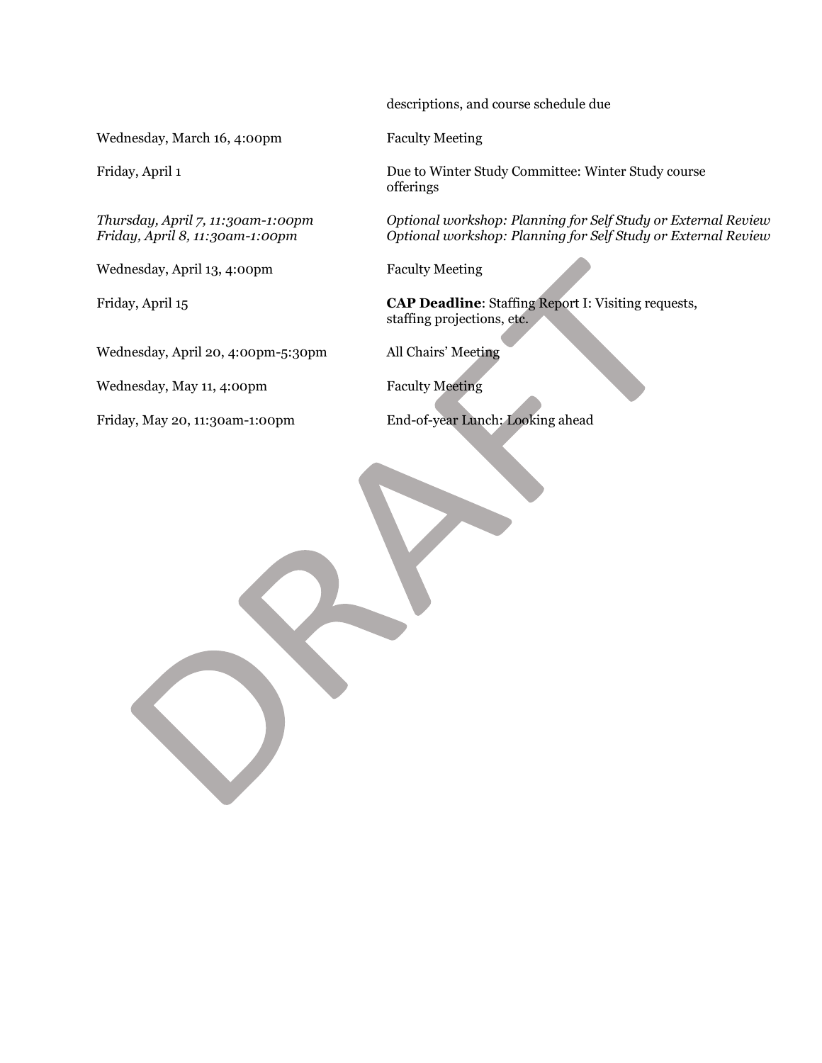| | |
|---|---|
| | descriptions, and course schedule due |
| Wednesday, March 16, 4:00pm | Faculty Meeting |
| Friday, April 1 | Due to Winter Study Committee: Winter Study course offerings |
| *Thursday, April 7, 11:30am-1:00pm* | *Optional workshop: Planning for Self Study or External Review* |
| *Friday, April 8, 11:30am-1:00pm* | *Optional workshop: Planning for Self Study or External Review* |
| Wednesday, April 13, 4:00pm | Faculty Meeting |
| Friday, April 15 | **CAP Deadline**: Staffing Report I: Visiting requests, staffing projections, etc. |
| Wednesday, April 20, 4:00pm-5:30pm | All Chairs' Meeting |
| Wednesday, May 11, 4:00pm | Faculty Meeting |
| Friday, May 20, 11:30am-1:00pm | End-of-year Lunch: Looking ahead |